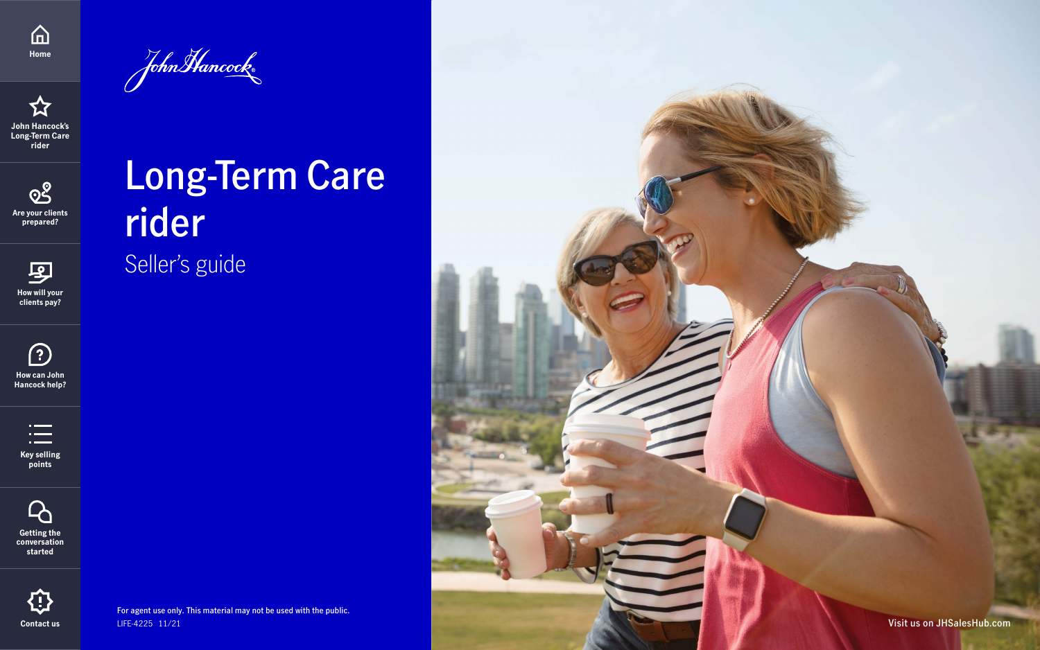- Home
- John Hancock's Long-Term Care rider
- Are your clients prepared?
- How will your clients pay?
- How can John Hancock help?
- Key selling points
- Getting the conversation started
- Contact us

John Hancock

# Long-Term Care rider

## Seller's guide

For agent use only. This material may not be used with the public.

LIFE-4225 11/21

Visit us on JHSalesHub.com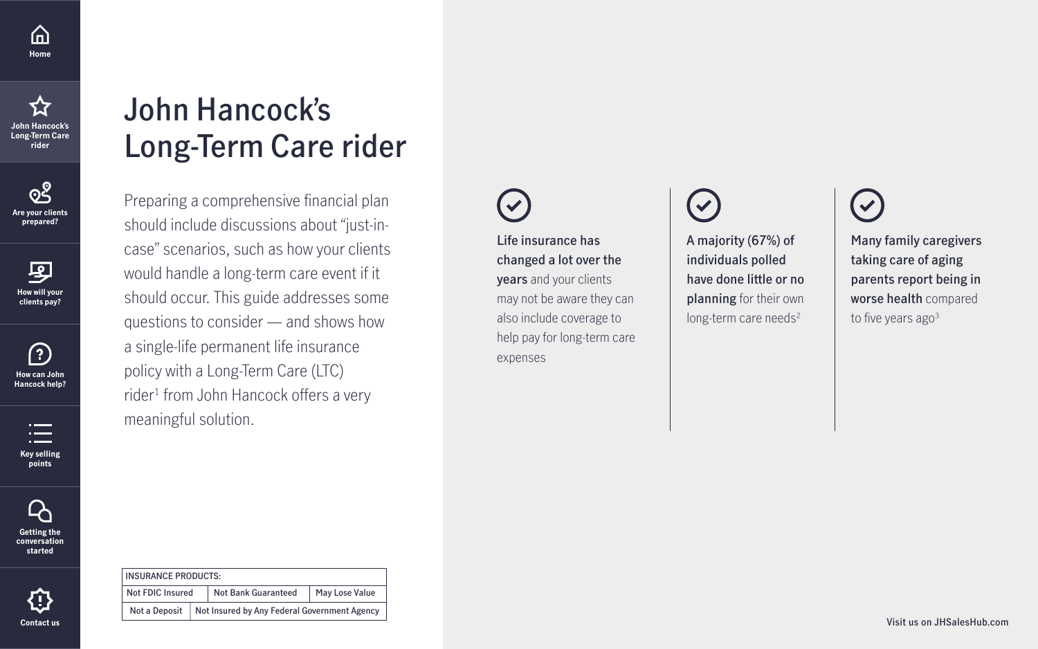- Home
- John Hancock's Long-Term Care rider
- Are your clients prepared?
- How will your clients pay?
- How can John Hancock help?
- Key selling points
- Getting the conversation started
- Contact us

# John Hancock's Long-Term Care rider

Preparing a comprehensive financial plan should include discussions about "just-in-case" scenarios, such as how your clients would handle a long-term care event if it should occur. This guide addresses some questions to consider — and shows how a single-life permanent life insurance policy with a Long-Term Care (LTC) rider[1] from John Hancock offers a very meaningful solution.

**Life insurance has changed a lot over the years** and your clients may not be aware they can also include coverage to help pay for long-term care expenses

**A majority (67%) of individuals polled have done little or no planning** for their own long-term care needs[2]

**Many family caregivers taking care of aging parents report being in worse health** compared to five years ago[3]

| INSURANCE PRODUCTS: | | |
|---|---|---|
| Not FDIC Insured | Not Bank Guaranteed | May Lose Value |
| Not a Deposit | Not Insured by Any Federal Government Agency | |

Visit us on JHSalesHub.com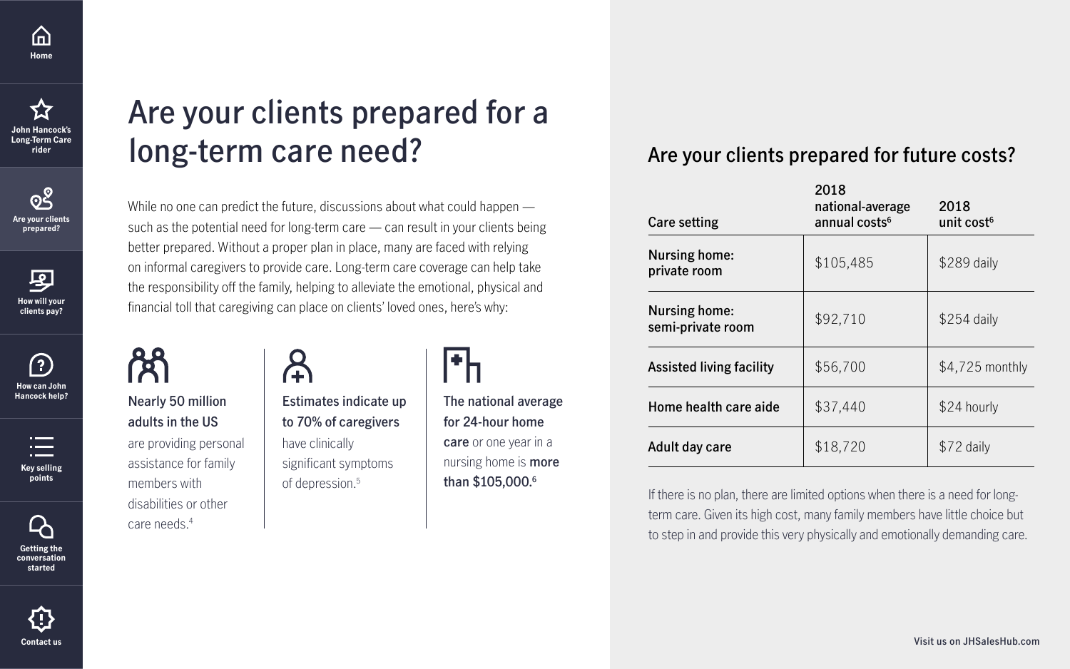# Are your clients prepared for a long-term care need?

While no one can predict the future, discussions about what could happen — such as the potential need for long-term care — can result in your clients being better prepared. Without a proper plan in place, many are faced with relying on informal caregivers to provide care. Long-term care coverage can help take the responsibility off the family, helping to alleviate the emotional, physical and financial toll that caregiving can place on clients' loved ones, here's why:

**Nearly 50 million adults in the US** are providing personal assistance for family members with disabilities or other care needs.[4]

**Estimates indicate up to 70% of caregivers** have clinically significant symptoms of depression.[5]

**The national average for 24-hour home care** or one year in a nursing home is **more than $105,000.**[6]

## Are your clients prepared for future costs?

| Care setting | 2018 national-average annual costs[6] | 2018 unit cost[6] |
|---|---|---|
| Nursing home: private room | $105,485 | $289 daily |
| Nursing home: semi-private room | $92,710 | $254 daily |
| Assisted living facility | $56,700 | $4,725 monthly |
| Home health care aide | $37,440 | $24 hourly |
| Adult day care | $18,720 | $72 daily |

If there is no plan, there are limited options when there is a need for long-term care. Given its high cost, many family members have little choice but to step in and provide this very physically and emotionally demanding care.

Visit us on JHSalesHub.com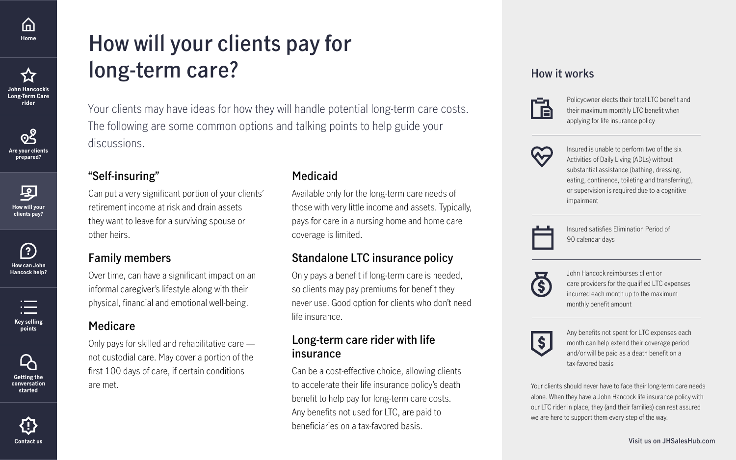# How will your clients pay for long-term care?

Your clients may have ideas for how they will handle potential long-term care costs. The following are some common options and talking points to help guide your discussions.

### "Self-insuring"

Can put a very significant portion of your clients' retirement income at risk and drain assets they want to leave for a surviving spouse or other heirs.

### Family members

Over time, can have a significant impact on an informal caregiver's lifestyle along with their physical, financial and emotional well-being.

### Medicare

Only pays for skilled and rehabilitative care — not custodial care. May cover a portion of the first 100 days of care, if certain conditions are met.

### Medicaid

Available only for the long-term care needs of those with very little income and assets. Typically, pays for care in a nursing home and home care coverage is limited.

### Standalone LTC insurance policy

Only pays a benefit if long-term care is needed, so clients may pay premiums for benefit they never use. Good option for clients who don't need life insurance.

### Long-term care rider with life insurance

Can be a cost-effective choice, allowing clients to accelerate their life insurance policy's death benefit to help pay for long-term care costs. Any benefits not used for LTC, are paid to beneficiaries on a tax-favored basis.

## How it works

- Policyowner elects their total LTC benefit and their maximum monthly LTC benefit when applying for life insurance policy
- Insured is unable to perform two of the six Activities of Daily Living (ADLs) without substantial assistance (bathing, dressing, eating, continence, toileting and transferring), or supervision is required due to a cognitive impairment
- Insured satisfies Elimination Period of 90 calendar days
- John Hancock reimburses client or care providers for the qualified LTC expenses incurred each month up to the maximum monthly benefit amount
- Any benefits not spent for LTC expenses each month can help extend their coverage period and/or will be paid as a death benefit on a tax-favored basis

Your clients should never have to face their long-term care needs alone. When they have a John Hancock life insurance policy with our LTC rider in place, they (and their families) can rest assured we are here to support them every step of the way.

Visit us on JHSalesHub.com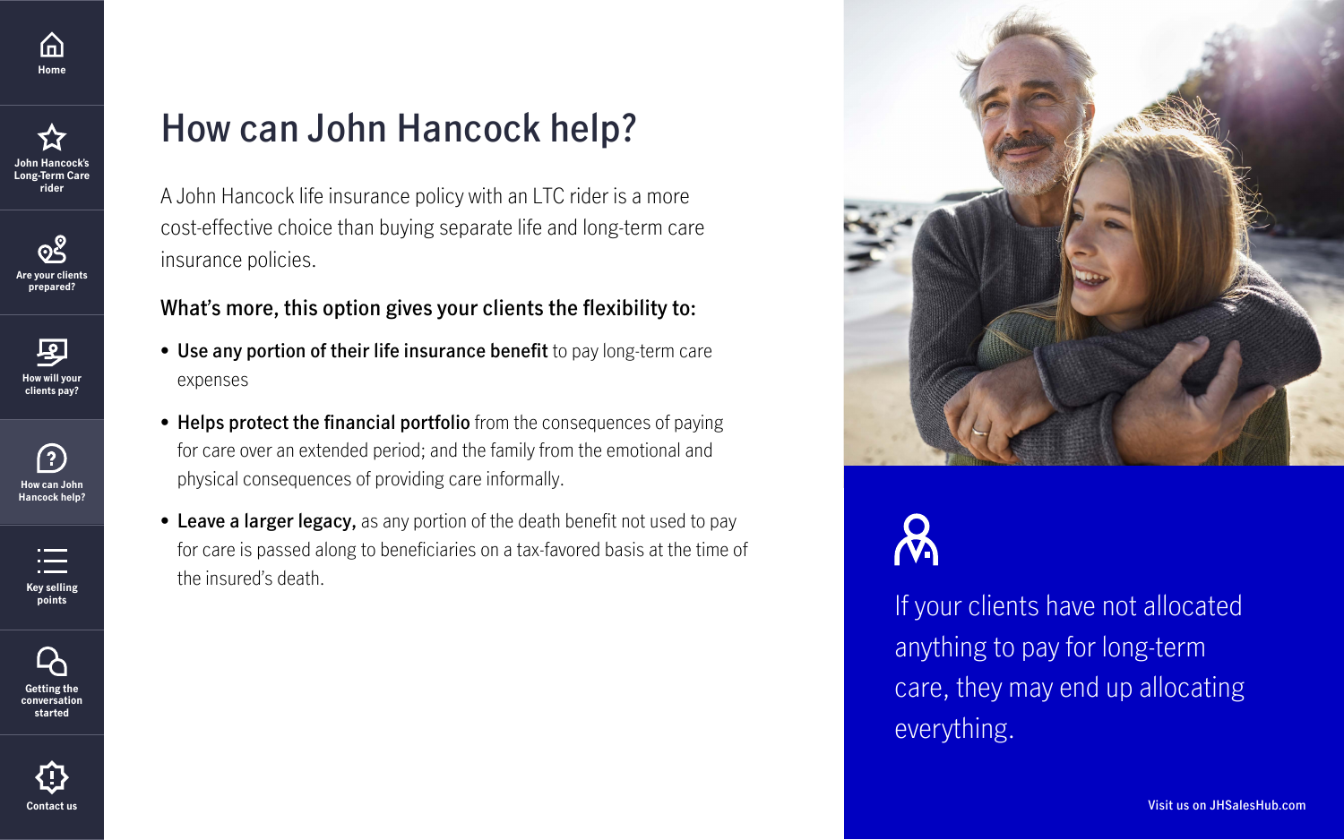# How can John Hancock help?

A John Hancock life insurance policy with an LTC rider is a more cost-effective choice than buying separate life and long-term care insurance policies.

**What's more, this option gives your clients the flexibility to:**

- **Use any portion of their life insurance benefit** to pay long-term care expenses
- **Helps protect the financial portfolio** from the consequences of paying for care over an extended period; and the family from the emotional and physical consequences of providing care informally.
- **Leave a larger legacy,** as any portion of the death benefit not used to pay for care is passed along to beneficiaries on a tax-favored basis at the time of the insured's death.

If your clients have not allocated anything to pay for long-term care, they may end up allocating everything.

Visit us on JHSalesHub.com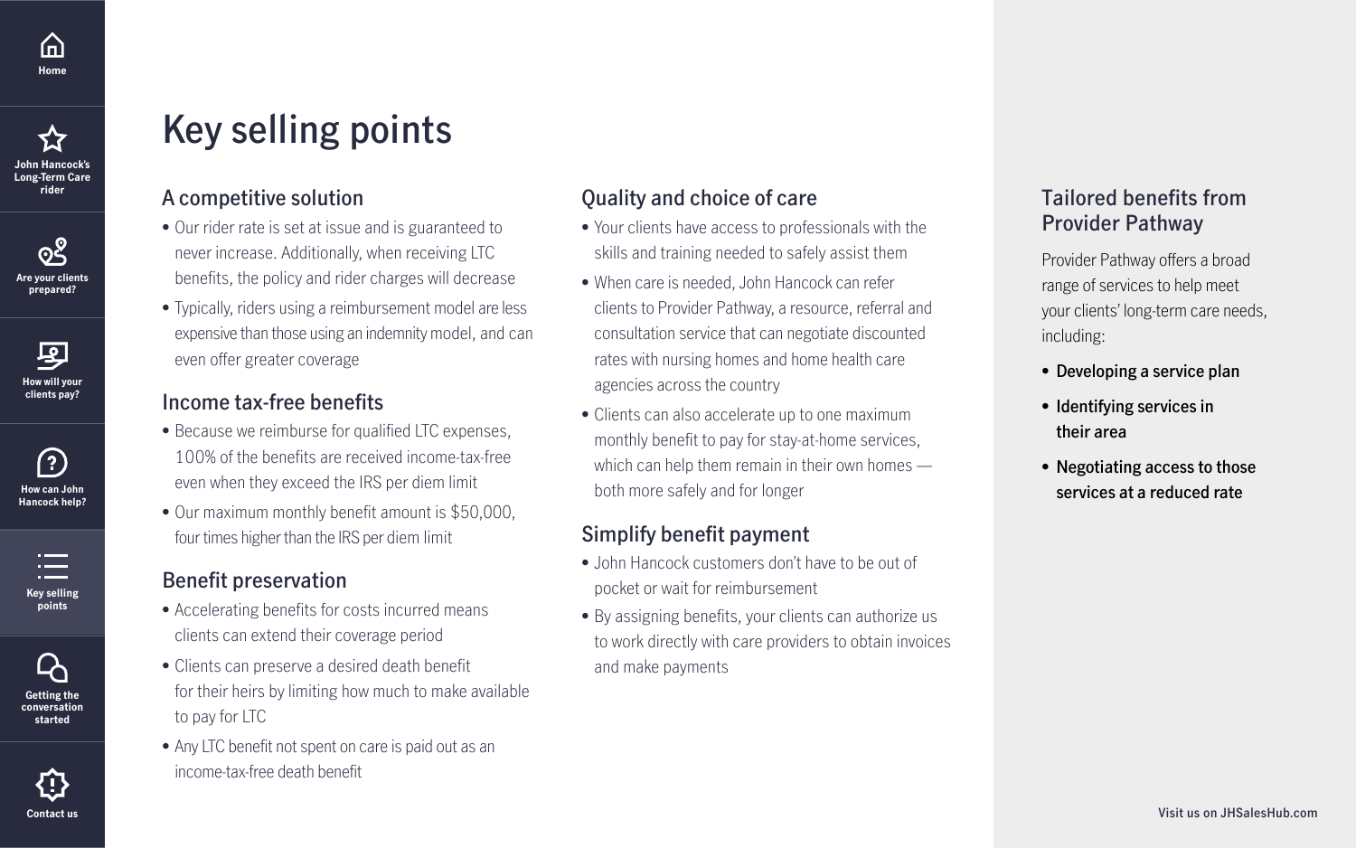# Key selling points

## A competitive solution

- Our rider rate is set at issue and is guaranteed to never increase. Additionally, when receiving LTC benefits, the policy and rider charges will decrease
- Typically, riders using a reimbursement model are less expensive than those using an indemnity model, and can even offer greater coverage

## Income tax-free benefits

- Because we reimburse for qualified LTC expenses, 100% of the benefits are received income-tax-free even when they exceed the IRS per diem limit
- Our maximum monthly benefit amount is $50,000, four times higher than the IRS per diem limit

## Benefit preservation

- Accelerating benefits for costs incurred means clients can extend their coverage period
- Clients can preserve a desired death benefit for their heirs by limiting how much to make available to pay for LTC
- Any LTC benefit not spent on care is paid out as an income-tax-free death benefit

## Quality and choice of care

- Your clients have access to professionals with the skills and training needed to safely assist them
- When care is needed, John Hancock can refer clients to Provider Pathway, a resource, referral and consultation service that can negotiate discounted rates with nursing homes and home health care agencies across the country
- Clients can also accelerate up to one maximum monthly benefit to pay for stay-at-home services, which can help them remain in their own homes — both more safely and for longer

## Simplify benefit payment

- John Hancock customers don't have to be out of pocket or wait for reimbursement
- By assigning benefits, your clients can authorize us to work directly with care providers to obtain invoices and make payments

## Tailored benefits from Provider Pathway

Provider Pathway offers a broad range of services to help meet your clients' long-term care needs, including:

- **Developing a service plan**
- **Identifying services in their area**
- **Negotiating access to those services at a reduced rate**

Visit us on JHSalesHub.com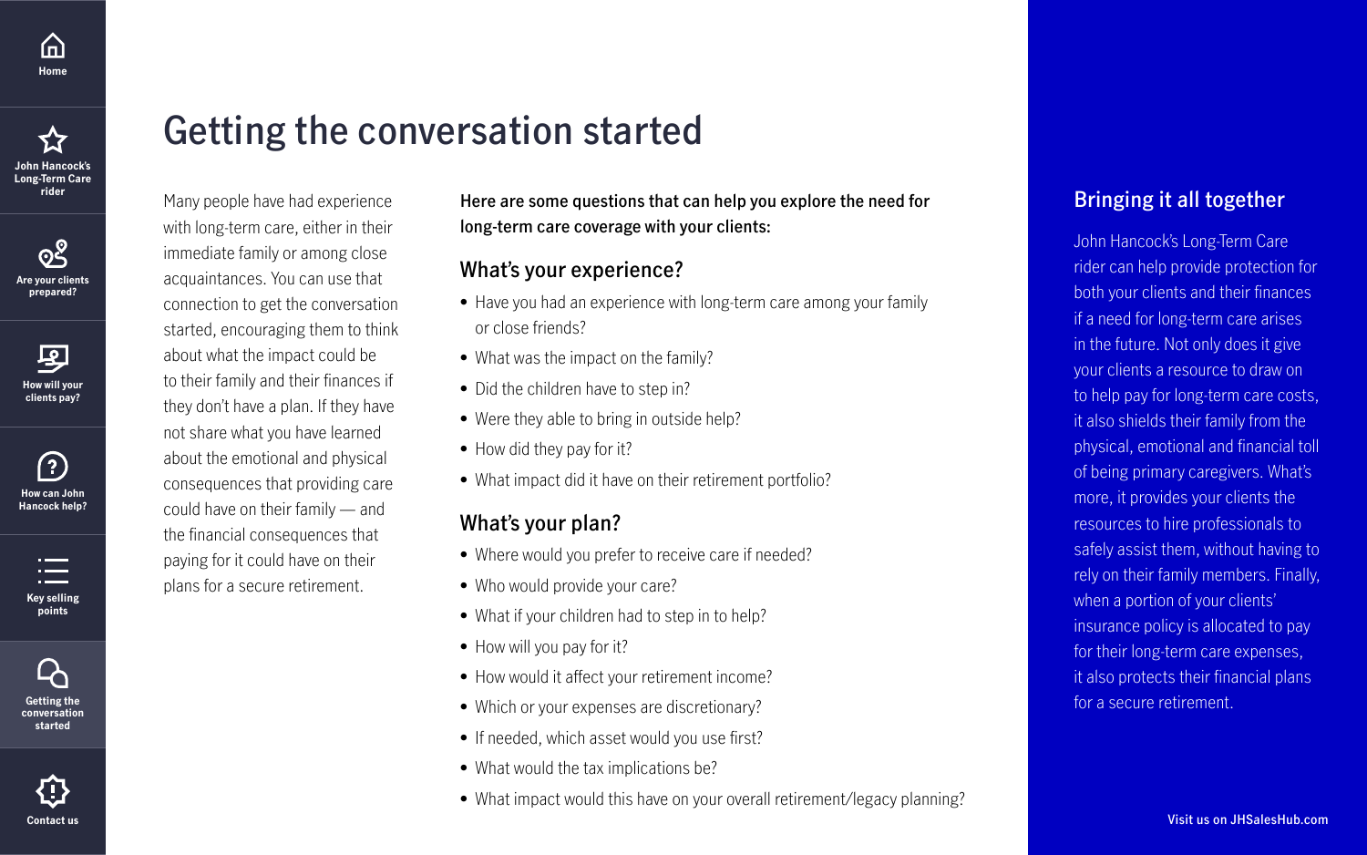# Getting the conversation started

Many people have had experience with long-term care, either in their immediate family or among close acquaintances. You can use that connection to get the conversation started, encouraging them to think about what the impact could be to their family and their finances if they don't have a plan. If they have not share what you have learned about the emotional and physical consequences that providing care could have on their family — and the financial consequences that paying for it could have on their plans for a secure retirement.

**Here are some questions that can help you explore the need for long-term care coverage with your clients:**

## What's your experience?

- Have you had an experience with long-term care among your family or close friends?
- What was the impact on the family?
- Did the children have to step in?
- Were they able to bring in outside help?
- How did they pay for it?
- What impact did it have on their retirement portfolio?

## What's your plan?

- Where would you prefer to receive care if needed?
- Who would provide your care?
- What if your children had to step in to help?
- How will you pay for it?
- How would it affect your retirement income?
- Which or your expenses are discretionary?
- If needed, which asset would you use first?
- What would the tax implications be?
- What impact would this have on your overall retirement/legacy planning?

## Bringing it all together

John Hancock's Long-Term Care rider can help provide protection for both your clients and their finances if a need for long-term care arises in the future. Not only does it give your clients a resource to draw on to help pay for long-term care costs, it also shields their family from the physical, emotional and financial toll of being primary caregivers. What's more, it provides your clients the resources to hire professionals to safely assist them, without having to rely on their family members. Finally, when a portion of your clients' insurance policy is allocated to pay for their long-term care expenses, it also protects their financial plans for a secure retirement.

Visit us on JHSalesHub.com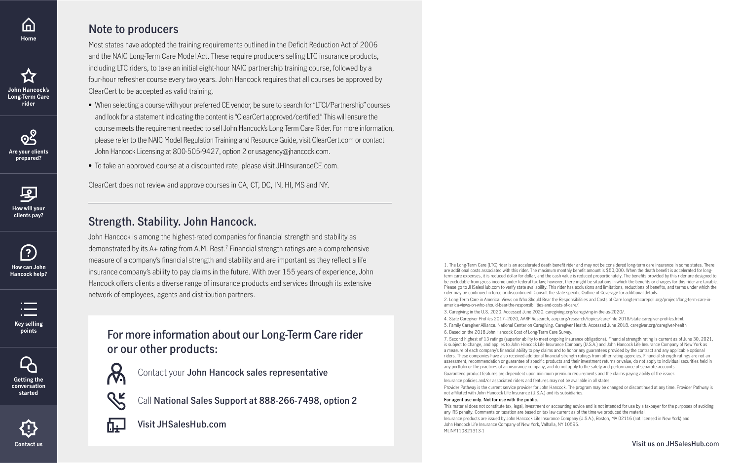## Note to producers

Most states have adopted the training requirements outlined in the Deficit Reduction Act of 2006 and the NAIC Long-Term Care Model Act. These require producers selling LTC insurance products, including LTC riders, to take an initial eight-hour NAIC partnership training course, followed by a four-hour refresher course every two years. John Hancock requires that all courses be approved by ClearCert to be accepted as valid training.

- When selecting a course with your preferred CE vendor, be sure to search for "LTCI/Partnership" courses and look for a statement indicating the content is "ClearCert approved/certified." This will ensure the course meets the requirement needed to sell John Hancock's Long Term Care Rider. For more information, please refer to the NAIC Model Regulation Training and Resource Guide, visit ClearCert.com or contact John Hancock Licensing at 800-505-9427, option 2 or usagency@jhancock.com.
- To take an approved course at a discounted rate, please visit JHInsuranceCE.com.

ClearCert does not review and approve courses in CA, CT, DC, IN, HI, MS and NY.

---

## Strength. Stability. John Hancock.

John Hancock is among the highest-rated companies for financial strength and stability as demonstrated by its A+ rating from A.M. Best.[7] Financial strength ratings are a comprehensive measure of a company's financial strength and stability and are important as they reflect a life insurance company's ability to pay claims in the future. With over 155 years of experience, John Hancock offers clients a diverse range of insurance products and services through its extensive network of employees, agents and distribution partners.

### For more information about our Long-Term Care rider or our other products:

Contact your **John Hancock sales representative**

Call **National Sales Support at 888-266-7498, option 2**

**Visit JHSalesHub.com**

1. The Long-Term Care (LTC) rider is an accelerated death benefit rider and may not be considered long-term care insurance in some states. There are additional costs associated with this rider. The maximum monthly benefit amount is $50,000. When the death benefit is accelerated for long-term care expenses, it is reduced dollar for dollar, and the cash value is reduced proportionately. The benefits provided by this rider are designed to be excludable from gross income under federal tax law; however, there might be situations in which the benefits or charges for this rider are taxable. Please go to JHSalesHub.com to verify state availability. This rider has exclusions and limitations, reductions of benefits, and terms under which the rider may be continued in force or discontinued. Consult the state specific Outline of Coverage for additional details.

2. Long-Term Care in America: Views on Who Should Bear the Responsibilities and Costs of Care longtermcarepoll.org/project/long-term-care-in-america-views-on-who-should-bear-the-responsibilities-and-costs-of-care/.

3. Caregiving in the U.S. 2020. Accessed June 2020. caregiving.org/caregiving-in-the-us-2020/.

4. State Caregiver Profiles 2017–2020, AARP Research, aarp.org/research/topics/care/info-2018/state-caregiver-profiles.html.

5. Family Caregiver Alliance. National Center on Caregiving. Caregiver Health. Accessed June 2018. caregiver.org/caregiver-health

6. Based on the 2018 John Hancock Cost of Long-Term Care Survey.

7. Second highest of 13 ratings (superior ability to meet ongoing insurance obligations). Financial strength rating is current as of June 30, 2021, is subject to change, and applies to John Hancock Life Insurance Company (U.S.A.) and John Hancock Life Insurance Company of New York as a measure of each company's financial ability to pay claims and to honor any guarantees provided by the contract and any applicable optional riders. These companies have also received additional financial strength ratings from other rating agencies. Financial strength ratings are not an assessment, recommendation or guarantee of specific products and their investment returns or value, do not apply to individual securities held in any portfolio or the practices of an insurance company, and do not apply to the safety and performance of separate accounts.

Guaranteed product features are dependent upon minimum-premium requirements and the claims-paying ability of the issuer.

Insurance policies and/or associated riders and features may not be available in all states.

Provider Pathway is the current service provider for John Hancock. The program may be changed or discontinued at any time. Provider Pathway is not affiliated with John Hancock Life Insurance (U.S.A.) and its subsidiaries.

**For agent use only. Not for use with the public.**

This material does not constitute tax, legal, investment or accounting advice and is not intended for use by a taxpayer for the purposes of avoiding any IRS penalty. Comments on taxation are based on tax law current as of the time we produced the material.

Insurance products are issued by John Hancock Life Insurance Company (U.S.A.), Boston, MA 02116 (not licensed in New York) and John Hancock Life Insurance Company of New York, Valhalla, NY 10595.

MLINY110821313-1

Visit us on JHSalesHub.com